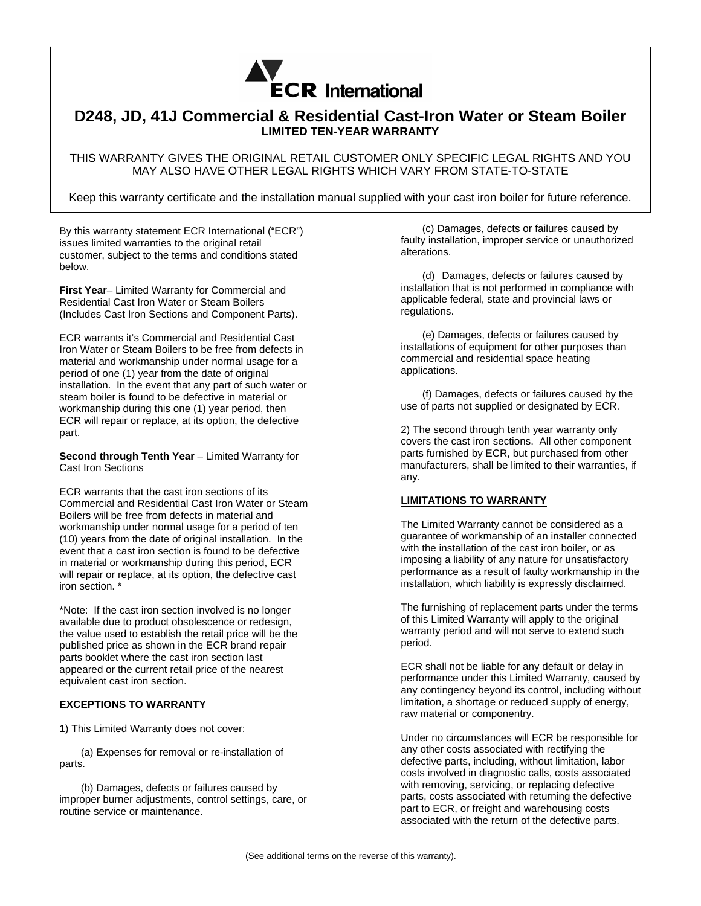ECR International

# D248, JD, 41J Commercial & Residential Cast-Iron Water or Steam Boiler

## LIMITED TEN-YEAR WARRANTY

THIS WARRANTY GIVES THE ORIGINAL RETAIL CUSTOMER ONLY SPECIFIC LEGAL RIGHTS AND YOU MAY ALSO HAVE OTHER LEGAL RIGHTS WHICH VARY FROM STATE-TO-STATE

Keep this warranty certificate and the installation manual supplied with your cast iron boiler for future reference.

By this warranty statement ECR International ("ECR") issues limited warranties to the original retail customer, subject to the terms and conditions stated below.

**First Year**– Limited Warranty for Commercial and Residential Cast Iron Water or Steam Boilers (Includes Cast Iron Sections and Component Parts).

ECR warrants it's Commercial and Residential Cast Iron Water or Steam Boilers to be free from defects in material and workmanship under normal usage for a period of one (1) year from the date of original installation. In the event that any part of such water or steam boiler is found to be defective in material or workmanship during this one (1) year period, then ECR will repair or replace, at its option, the defective part.

**Second through Tenth Year** – Limited Warranty for Cast Iron Sections

ECR warrants that the cast iron sections of its Commercial and Residential Cast Iron Water or Steam Boilers will be free from defects in material and workmanship under normal usage for a period of ten (10) years from the date of original installation. In the event that a cast iron section is found to be defective in material or workmanship during this period, ECR will repair or replace, at its option, the defective cast iron section. *

*Note: If the cast iron section involved is no longer available due to product obsolescence or redesign, the value used to establish the retail price will be the published price as shown in the ECR brand repair parts booklet where the cast iron section last appeared or the current retail price of the nearest equivalent cast iron section.

**EXCEPTIONS TO WARRANTY**

1) This Limited Warranty does not cover:

(a) Expenses for removal or re-installation of parts.

(b) Damages, defects or failures caused by improper burner adjustments, control settings, care, or routine service or maintenance.

(c) Damages, defects or failures caused by faulty installation, improper service or unauthorized alterations.

(d) Damages, defects or failures caused by installation that is not performed in compliance with applicable federal, state and provincial laws or regulations.

(e) Damages, defects or failures caused by installations of equipment for other purposes than commercial and residential space heating applications.

(f) Damages, defects or failures caused by the use of parts not supplied or designated by ECR.

2) The second through tenth year warranty only covers the cast iron sections. All other component parts furnished by ECR, but purchased from other manufacturers, shall be limited to their warranties, if any.

**LIMITATIONS TO WARRANTY**

The Limited Warranty cannot be considered as a guarantee of workmanship of an installer connected with the installation of the cast iron boiler, or as imposing a liability of any nature for unsatisfactory performance as a result of faulty workmanship in the installation, which liability is expressly disclaimed.

The furnishing of replacement parts under the terms of this Limited Warranty will apply to the original warranty period and will not serve to extend such period.

ECR shall not be liable for any default or delay in performance under this Limited Warranty, caused by any contingency beyond its control, including without limitation, a shortage or reduced supply of energy, raw material or componentry.

Under no circumstances will ECR be responsible for any other costs associated with rectifying the defective parts, including, without limitation, labor costs involved in diagnostic calls, costs associated with removing, servicing, or replacing defective parts, costs associated with returning the defective part to ECR, or freight and warehousing costs associated with the return of the defective parts.

(See additional terms on the reverse of this warranty).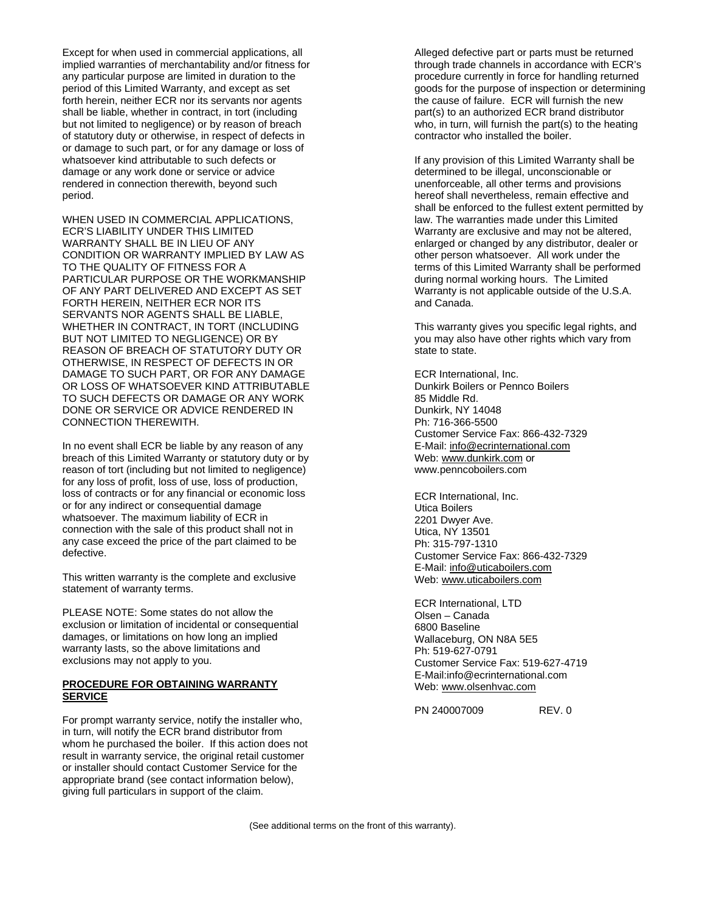Except for when used in commercial applications, all implied warranties of merchantability and/or fitness for any particular purpose are limited in duration to the period of this Limited Warranty, and except as set forth herein, neither ECR nor its servants nor agents shall be liable, whether in contract, in tort (including but not limited to negligence) or by reason of breach of statutory duty or otherwise, in respect of defects in or damage to such part, or for any damage or loss of whatsoever kind attributable to such defects or damage or any work done or service or advice rendered in connection therewith, beyond such period.

WHEN USED IN COMMERCIAL APPLICATIONS, ECR'S LIABILITY UNDER THIS LIMITED WARRANTY SHALL BE IN LIEU OF ANY CONDITION OR WARRANTY IMPLIED BY LAW AS TO THE QUALITY OF FITNESS FOR A PARTICULAR PURPOSE OR THE WORKMANSHIP OF ANY PART DELIVERED AND EXCEPT AS SET FORTH HEREIN, NEITHER ECR NOR ITS SERVANTS NOR AGENTS SHALL BE LIABLE, WHETHER IN CONTRACT, IN TORT (INCLUDING BUT NOT LIMITED TO NEGLIGENCE) OR BY REASON OF BREACH OF STATUTORY DUTY OR OTHERWISE, IN RESPECT OF DEFECTS IN OR DAMAGE TO SUCH PART, OR FOR ANY DAMAGE OR LOSS OF WHATSOEVER KIND ATTRIBUTABLE TO SUCH DEFECTS OR DAMAGE OR ANY WORK DONE OR SERVICE OR ADVICE RENDERED IN CONNECTION THEREWITH.

In no event shall ECR be liable by any reason of any breach of this Limited Warranty or statutory duty or by reason of tort (including but not limited to negligence) for any loss of profit, loss of use, loss of production, loss of contracts or for any financial or economic loss or for any indirect or consequential damage whatsoever. The maximum liability of ECR in connection with the sale of this product shall not in any case exceed the price of the part claimed to be defective.

This written warranty is the complete and exclusive statement of warranty terms.

PLEASE NOTE: Some states do not allow the exclusion or limitation of incidental or consequential damages, or limitations on how long an implied warranty lasts, so the above limitations and exclusions may not apply to you.

**PROCEDURE FOR OBTAINING WARRANTY SERVICE**

For prompt warranty service, notify the installer who, in turn, will notify the ECR brand distributor from whom he purchased the boiler. If this action does not result in warranty service, the original retail customer or installer should contact Customer Service for the appropriate brand (see contact information below), giving full particulars in support of the claim.

Alleged defective part or parts must be returned through trade channels in accordance with ECR's procedure currently in force for handling returned goods for the purpose of inspection or determining the cause of failure. ECR will furnish the new part(s) to an authorized ECR brand distributor who, in turn, will furnish the part(s) to the heating contractor who installed the boiler.

If any provision of this Limited Warranty shall be determined to be illegal, unconscionable or unenforceable, all other terms and provisions hereof shall nevertheless, remain effective and shall be enforced to the fullest extent permitted by law. The warranties made under this Limited Warranty are exclusive and may not be altered, enlarged or changed by any distributor, dealer or other person whatsoever. All work under the terms of this Limited Warranty shall be performed during normal working hours. The Limited Warranty is not applicable outside of the U.S.A. and Canada.

This warranty gives you specific legal rights, and you may also have other rights which vary from state to state.

ECR International, Inc.
Dunkirk Boilers or Pennco Boilers
85 Middle Rd.
Dunkirk, NY 14048
Ph: 716-366-5500
Customer Service Fax: 866-432-7329
E-Mail: info@ecrinternational.com
Web: www.dunkirk.com or
www.penncoboilers.com

ECR International, Inc.
Utica Boilers
2201 Dwyer Ave.
Utica, NY 13501
Ph: 315-797-1310
Customer Service Fax: 866-432-7329
E-Mail: info@uticaboilers.com
Web: www.uticaboilers.com

ECR International, LTD
Olsen – Canada
6800 Baseline
Wallaceburg, ON N8A 5E5
Ph: 519-627-0791
Customer Service Fax: 519-627-4719
E-Mail:info@ecrinternational.com
Web: www.olsenhvac.com

PN 240007009 REV. 0

(See additional terms on the front of this warranty).